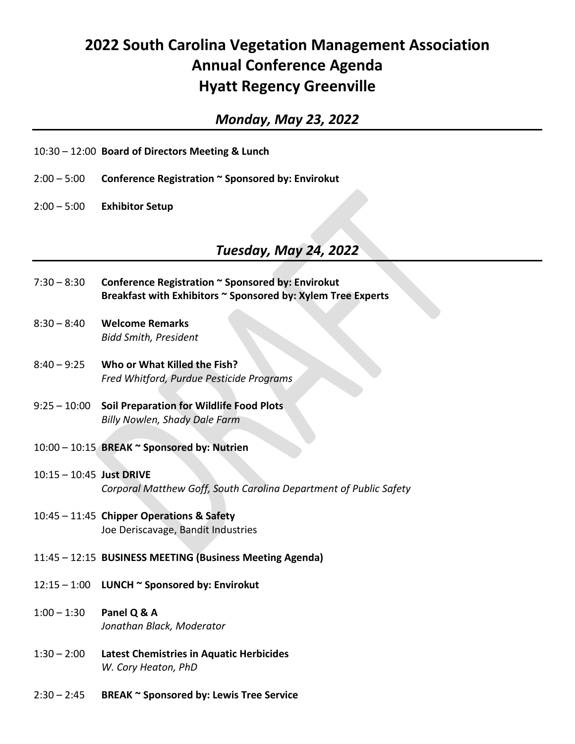# 2022 South Carolina Vegetation Management Association Annual Conference Agenda Hyatt Regency Greenville

## *Monday, May 23, 2022*

10:30 – 12:00 **Board of Directors Meeting & Lunch**

2:00 – 5:00 **Conference Registration ~ Sponsored by: Envirokut**

2:00 – 5:00 **Exhibitor Setup**

## *Tuesday, May 24, 2022*

7:30 – 8:30 **Conference Registration ~ Sponsored by: Envirokut**
**Breakfast with Exhibitors ~ Sponsored by: Xylem Tree Experts**

8:30 – 8:40 **Welcome Remarks**
*Bidd Smith, President*

8:40 – 9:25 **Who or What Killed the Fish?**
*Fred Whitford, Purdue Pesticide Programs*

9:25 – 10:00 **Soil Preparation for Wildlife Food Plots**
*Billy Nowlen, Shady Dale Farm*

10:00 – 10:15 **BREAK ~ Sponsored by: Nutrien**

10:15 – 10:45 **Just DRIVE**
*Corporal Matthew Goff, South Carolina Department of Public Safety*

10:45 – 11:45 **Chipper Operations & Safety**
Joe Deriscavage, Bandit Industries

11:45 – 12:15 **BUSINESS MEETING (Business Meeting Agenda)**

12:15 – 1:00 **LUNCH ~ Sponsored by: Envirokut**

1:00 – 1:30 **Panel Q & A**
*Jonathan Black, Moderator*

1:30 – 2:00 **Latest Chemistries in Aquatic Herbicides**
*W. Cory Heaton, PhD*

2:30 – 2:45 **BREAK ~ Sponsored by: Lewis Tree Service**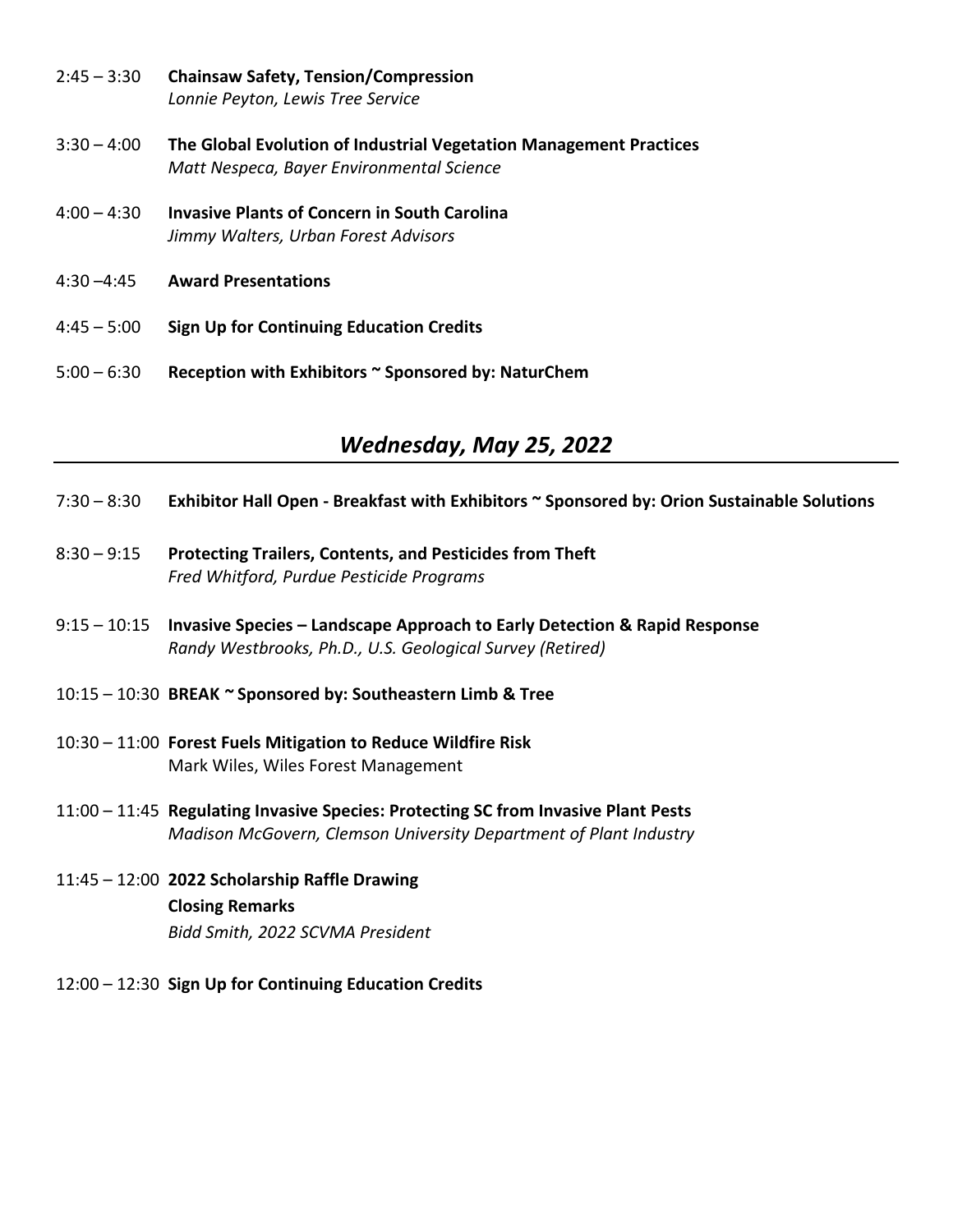2:45 – 3:30 **Chainsaw Safety, Tension/Compression**
*Lonnie Peyton, Lewis Tree Service*

3:30 – 4:00 **The Global Evolution of Industrial Vegetation Management Practices**
*Matt Nespeca, Bayer Environmental Science*

4:00 – 4:30 **Invasive Plants of Concern in South Carolina**
*Jimmy Walters, Urban Forest Advisors*

4:30 –4:45 **Award Presentations**

4:45 – 5:00 **Sign Up for Continuing Education Credits**

5:00 – 6:30 **Reception with Exhibitors ~ Sponsored by: NaturChem**

## *Wednesday, May 25, 2022*

7:30 – 8:30 **Exhibitor Hall Open - Breakfast with Exhibitors ~ Sponsored by: Orion Sustainable Solutions**

8:30 – 9:15 **Protecting Trailers, Contents, and Pesticides from Theft**
*Fred Whitford, Purdue Pesticide Programs*

9:15 – 10:15 **Invasive Species – Landscape Approach to Early Detection & Rapid Response**
*Randy Westbrooks, Ph.D., U.S. Geological Survey (Retired)*

10:15 – 10:30 **BREAK ~ Sponsored by: Southeastern Limb & Tree**

10:30 – 11:00 **Forest Fuels Mitigation to Reduce Wildfire Risk**
Mark Wiles, Wiles Forest Management

11:00 – 11:45 **Regulating Invasive Species: Protecting SC from Invasive Plant Pests**
*Madison McGovern, Clemson University Department of Plant Industry*

11:45 – 12:00 **2022 Scholarship Raffle Drawing**
**Closing Remarks**
*Bidd Smith, 2022 SCVMA President*

12:00 – 12:30 **Sign Up for Continuing Education Credits**